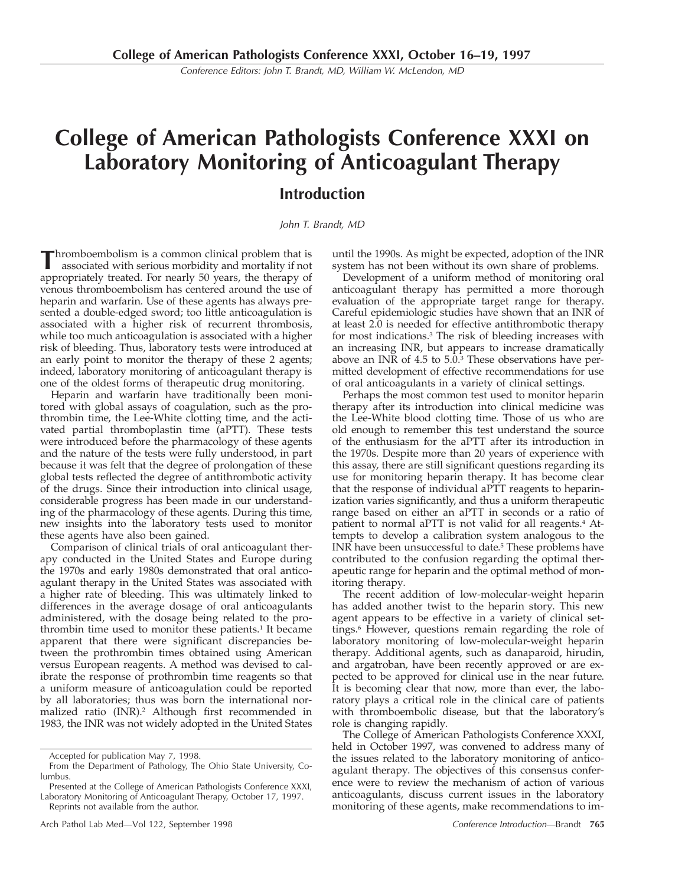# College of American Pathologists Conference XXXI on Laboratory Monitoring of Anticoagulant Therapy

## Introduction

*John T. Brandt, MD*

Thromboembolism is a common clinical problem that is associated with serious morbidity and mortality if not appropriately treated. For nearly 50 years, the therapy of venous thromboembolism has centered around the use of heparin and warfarin. Use of these agents has always presented a double-edged sword; too little anticoagulation is associated with a higher risk of recurrent thrombosis, while too much anticoagulation is associated with a higher risk of bleeding. Thus, laboratory tests were introduced at an early point to monitor the therapy of these 2 agents; indeed, laboratory monitoring of anticoagulant therapy is one of the oldest forms of therapeutic drug monitoring.

Heparin and warfarin have traditionally been monitored with global assays of coagulation, such as the prothrombin time, the Lee-White clotting time, and the activated partial thromboplastin time (aPTT). These tests were introduced before the pharmacology of these agents and the nature of the tests were fully understood, in part because it was felt that the degree of prolongation of these global tests reflected the degree of antithrombotic activity of the drugs. Since their introduction into clinical usage, considerable progress has been made in our understanding of the pharmacology of these agents. During this time, new insights into the laboratory tests used to monitor these agents have also been gained.

Comparison of clinical trials of oral anticoagulant therapy conducted in the United States and Europe during the 1970s and early 1980s demonstrated that oral anticoagulant therapy in the United States was associated with a higher rate of bleeding. This was ultimately linked to differences in the average dosage of oral anticoagulants administered, with the dosage being related to the prothrombin time used to monitor these patients.[1] It became apparent that there were significant discrepancies between the prothrombin times obtained using American versus European reagents. A method was devised to calibrate the response of prothrombin time reagents so that a uniform measure of anticoagulation could be reported by all laboratories; thus was born the international normalized ratio (INR).[2] Although first recommended in 1983, the INR was not widely adopted in the United States until the 1990s. As might be expected, adoption of the INR system has not been without its own share of problems.

Development of a uniform method of monitoring oral anticoagulant therapy has permitted a more thorough evaluation of the appropriate target range for therapy. Careful epidemiologic studies have shown that an INR of at least 2.0 is needed for effective antithrombotic therapy for most indications.[3] The risk of bleeding increases with an increasing INR, but appears to increase dramatically above an INR of 4.5 to 5.0.[3] These observations have permitted development of effective recommendations for use of oral anticoagulants in a variety of clinical settings.

Perhaps the most common test used to monitor heparin therapy after its introduction into clinical medicine was the Lee-White blood clotting time. Those of us who are old enough to remember this test understand the source of the enthusiasm for the aPTT after its introduction in the 1970s. Despite more than 20 years of experience with this assay, there are still significant questions regarding its use for monitoring heparin therapy. It has become clear that the response of individual aPTT reagents to heparinization varies significantly, and thus a uniform therapeutic range based on either an aPTT in seconds or a ratio of patient to normal aPTT is not valid for all reagents.[4] Attempts to develop a calibration system analogous to the INR have been unsuccessful to date.[5] These problems have contributed to the confusion regarding the optimal therapeutic range for heparin and the optimal method of monitoring therapy.

The recent addition of low-molecular-weight heparin has added another twist to the heparin story. This new agent appears to be effective in a variety of clinical settings.[6] However, questions remain regarding the role of laboratory monitoring of low-molecular-weight heparin therapy. Additional agents, such as danaparoid, hirudin, and argatroban, have been recently approved or are expected to be approved for clinical use in the near future. It is becoming clear that now, more than ever, the laboratory plays a critical role in the clinical care of patients with thromboembolic disease, but that the laboratory's role is changing rapidly.

The College of American Pathologists Conference XXXI, held in October 1997, was convened to address many of the issues related to the laboratory monitoring of anticoagulant therapy. The objectives of this consensus conference were to review the mechanism of action of various anticoagulants, discuss current issues in the laboratory monitoring of these agents, make recommendations to im-

Accepted for publication May 7, 1998.

From the Department of Pathology, The Ohio State University, Columbus.

Presented at the College of American Pathologists Conference XXXI, Laboratory Monitoring of Anticoagulant Therapy, October 17, 1997.

Reprints not available from the author.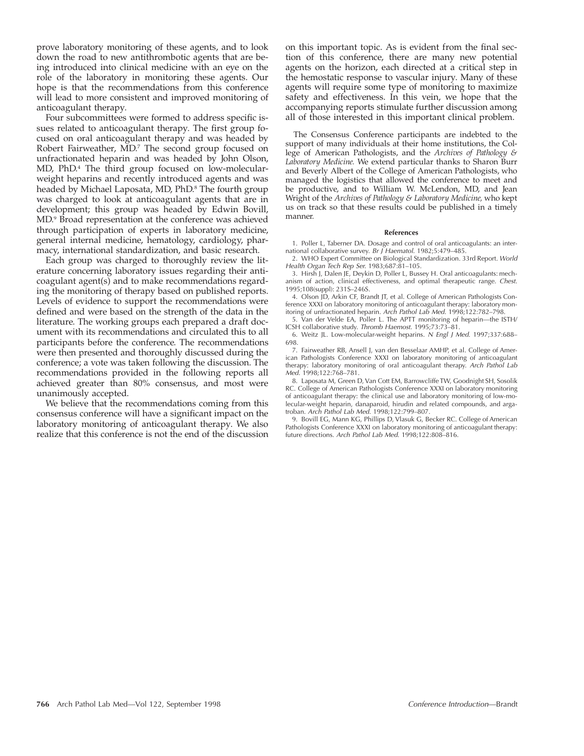prove laboratory monitoring of these agents, and to look down the road to new antithrombotic agents that are being introduced into clinical medicine with an eye on the role of the laboratory in monitoring these agents. Our hope is that the recommendations from this conference will lead to more consistent and improved monitoring of anticoagulant therapy.

Four subcommittees were formed to address specific issues related to anticoagulant therapy. The first group focused on oral anticoagulant therapy and was headed by Robert Fairweather, MD.[7] The second group focused on unfractionated heparin and was headed by John Olson, MD, PhD.[4] The third group focused on low-molecular-weight heparins and recently introduced agents and was headed by Michael Laposata, MD, PhD.[8] The fourth group was charged to look at anticoagulant agents that are in development; this group was headed by Edwin Bovill, MD.[9] Broad representation at the conference was achieved through participation of experts in laboratory medicine, general internal medicine, hematology, cardiology, pharmacy, international standardization, and basic research.

Each group was charged to thoroughly review the literature concerning laboratory issues regarding their anticoagulant agent(s) and to make recommendations regarding the monitoring of therapy based on published reports. Levels of evidence to support the recommendations were defined and were based on the strength of the data in the literature. The working groups each prepared a draft document with its recommendations and circulated this to all participants before the conference. The recommendations were then presented and thoroughly discussed during the conference; a vote was taken following the discussion. The recommendations provided in the following reports all achieved greater than 80% consensus, and most were unanimously accepted.

We believe that the recommendations coming from this consensus conference will have a significant impact on the laboratory monitoring of anticoagulant therapy. We also realize that this conference is not the end of the discussion on this important topic. As is evident from the final section of this conference, there are many new potential agents on the horizon, each directed at a critical step in the hemostatic response to vascular injury. Many of these agents will require some type of monitoring to maximize safety and effectiveness. In this vein, we hope that the accompanying reports stimulate further discussion among all of those interested in this important clinical problem.

The Consensus Conference participants are indebted to the support of many individuals at their home institutions, the College of American Pathologists, and the *Archives of Pathology & Laboratory Medicine.* We extend particular thanks to Sharon Burr and Beverly Albert of the College of American Pathologists, who managed the logistics that allowed the conference to meet and be productive, and to William W. McLendon, MD, and Jean Wright of the *Archives of Pathology & Laboratory Medicine,* who kept us on track so that these results could be published in a timely manner.

#### References

1. Poller L, Taberner DA. Dosage and control of oral anticoagulants: an international collaborative survey. *Br J Haematol.* 1982;5:479–485.
2. WHO Expert Committee on Biological Standardization. 33rd Report. *World Health Organ Tech Rep Ser.* 1983;687:81–105.
3. Hirsh J, Dalen JE, Deykin D, Poller L, Bussey H. Oral anticoagulants: mechanism of action, clinical effectiveness, and optimal therapeutic range. *Chest.* 1995;108(suppl): 231S–246S.
4. Olson JD, Arkin CF, Brandt JT, et al. College of American Pathologists Conference XXXI on laboratory monitoring of anticoagulant therapy: laboratory monitoring of unfractionated heparin. *Arch Pathol Lab Med.* 1998;122:782–798.
5. Van der Velde EA, Poller L. The APTT monitoring of heparin—the ISTH/ICSH collaborative study. *Thromb Haemost.* 1995;73:73–81.
6. Weitz JL. Low-molecular-weight heparins. *N Engl J Med.* 1997;337:688–698.
7. Fairweather RB, Ansell J, van den Besselaar AMHP, et al. College of American Pathologists Conference XXXI on laboratory monitoring of anticoagulant therapy: laboratory monitoring of oral anticoagulant therapy. *Arch Pathol Lab Med.* 1998;122:768–781.
8. Laposata M, Green D, Van Cott EM, Barrowcliffe TW, Goodnight SH, Sosolik RC. College of American Pathologists Conference XXXI on laboratory monitoring of anticoagulant therapy: the clinical use and laboratory monitoring of low-molecular-weight heparin, danaparoid, hirudin and related compounds, and argatroban. *Arch Pathol Lab Med.* 1998;122:799–807.
9. Bovill EG, Mann KG, Phillips D, Vlasuk G, Becker RC. College of American Pathologists Conference XXXI on laboratory monitoring of anticoagulant therapy: future directions. *Arch Pathol Lab Med.* 1998;122:808–816.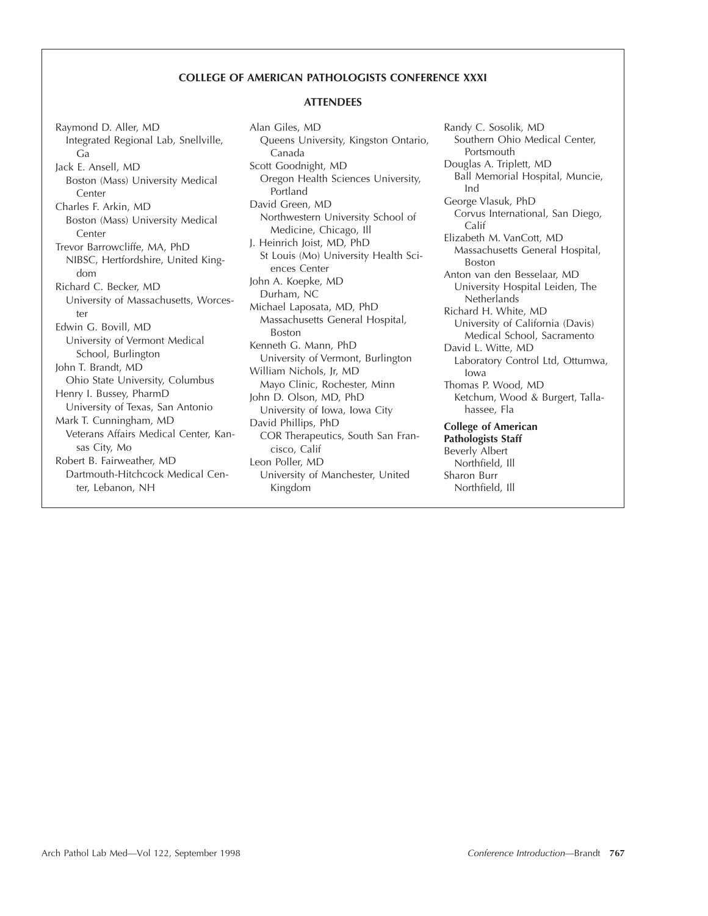**COLLEGE OF AMERICAN PATHOLOGISTS CONFERENCE XXXI**

**ATTENDEES**

Raymond D. Aller, MD
Integrated Regional Lab, Snellville, Ga

Jack E. Ansell, MD
Boston (Mass) University Medical Center

Charles F. Arkin, MD
Boston (Mass) University Medical Center

Trevor Barrowcliffe, MA, PhD
NIBSC, Hertfordshire, United Kingdom

Richard C. Becker, MD
University of Massachusetts, Worcester

Edwin G. Bovill, MD
University of Vermont Medical School, Burlington

John T. Brandt, MD
Ohio State University, Columbus

Henry I. Bussey, PharmD
University of Texas, San Antonio

Mark T. Cunningham, MD
Veterans Affairs Medical Center, Kansas City, Mo

Robert B. Fairweather, MD
Dartmouth-Hitchcock Medical Center, Lebanon, NH

Alan Giles, MD
Queens University, Kingston Ontario, Canada

Scott Goodnight, MD
Oregon Health Sciences University, Portland

David Green, MD
Northwestern University School of Medicine, Chicago, Ill

J. Heinrich Joist, MD, PhD
St Louis (Mo) University Health Sciences Center

John A. Koepke, MD
Durham, NC

Michael Laposata, MD, PhD
Massachusetts General Hospital, Boston

Kenneth G. Mann, PhD
University of Vermont, Burlington

William Nichols, Jr, MD
Mayo Clinic, Rochester, Minn

John D. Olson, MD, PhD
University of Iowa, Iowa City

David Phillips, PhD
COR Therapeutics, South San Francisco, Calif

Leon Poller, MD
University of Manchester, United Kingdom

Randy C. Sosolik, MD
Southern Ohio Medical Center, Portsmouth

Douglas A. Triplett, MD
Ball Memorial Hospital, Muncie, Ind

George Vlasuk, PhD
Corvus International, San Diego, Calif

Elizabeth M. VanCott, MD
Massachusetts General Hospital, Boston

Anton van den Besselaar, MD
University Hospital Leiden, The Netherlands

Richard H. White, MD
University of California (Davis) Medical School, Sacramento

David L. Witte, MD
Laboratory Control Ltd, Ottumwa, Iowa

Thomas P. Wood, MD
Ketchum, Wood & Burgert, Tallahassee, Fla

**College of American Pathologists Staff**

Beverly Albert
Northfield, Ill

Sharon Burr
Northfield, Ill